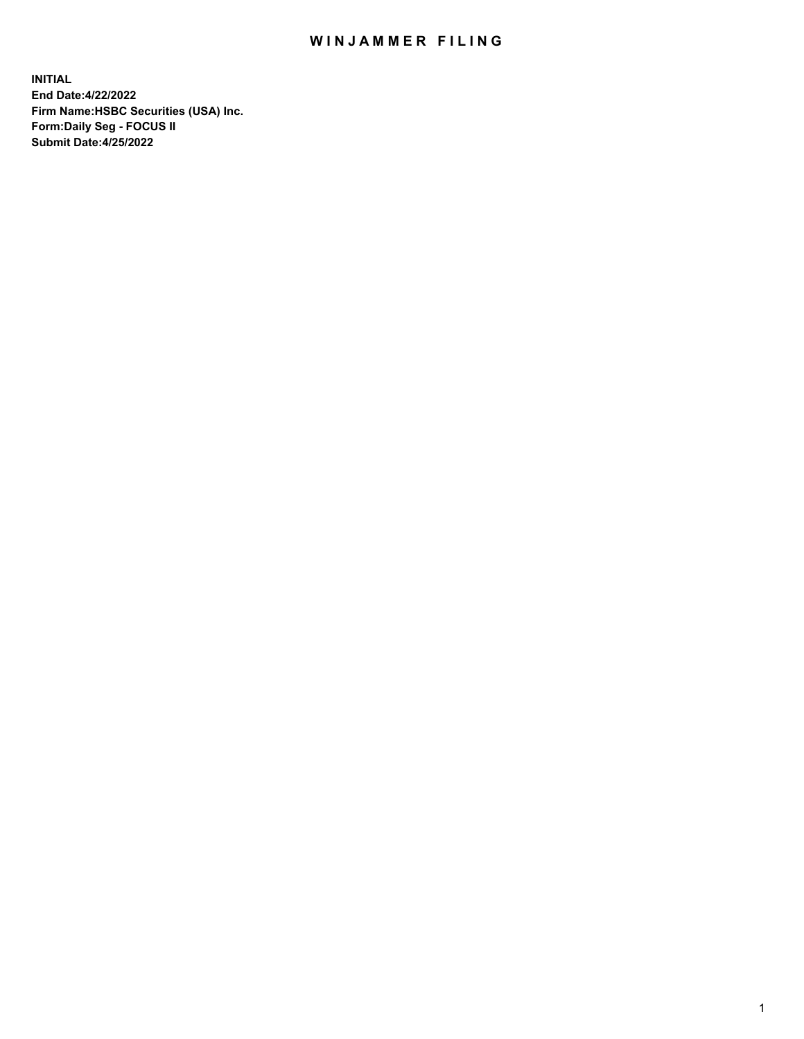# WINJAMMER FILING

**INITIAL**
**End Date:4/22/2022**
**Firm Name:HSBC Securities (USA) Inc.**
**Form:Daily Seg - FOCUS II**
**Submit Date:4/25/2022**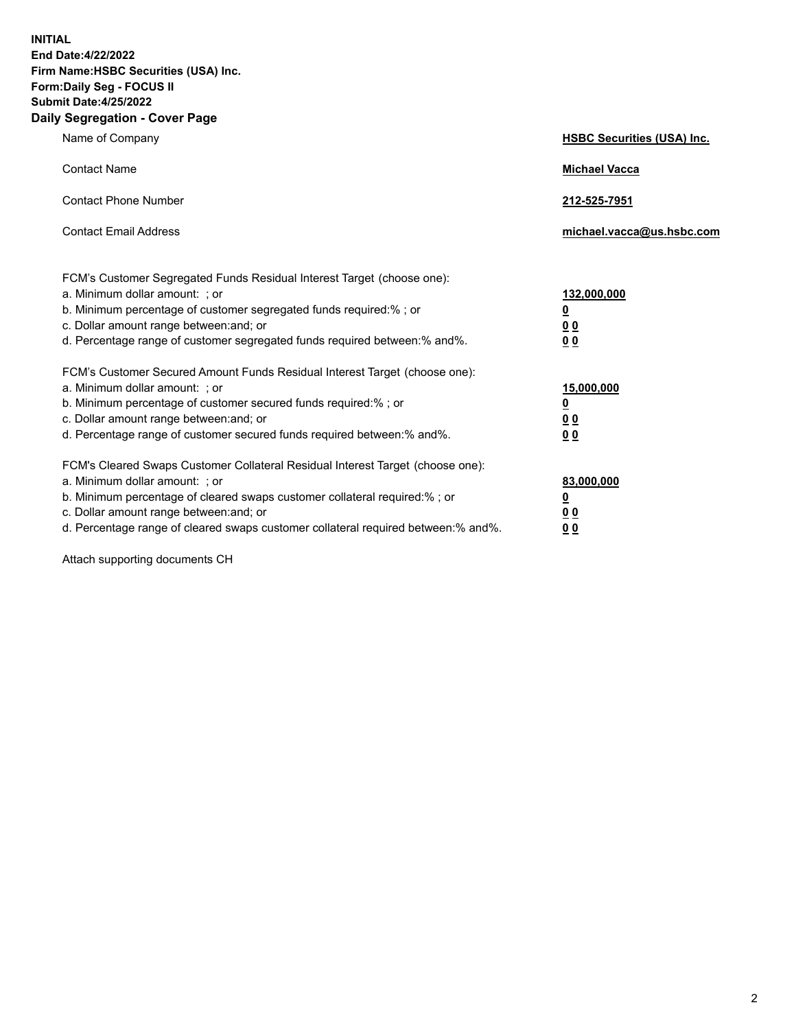**INITIAL**
**End Date:4/22/2022**
**Firm Name:HSBC Securities (USA) Inc.**
**Form:Daily Seg - FOCUS II**
**Submit Date:4/25/2022**

## Daily Segregation - Cover Page

| | |
|---|---|
| Name of Company | **HSBC Securities (USA) Inc.** |
| Contact Name | **Michael Vacca** |
| Contact Phone Number | **212-525-7951** |
| Contact Email Address | **michael.vacca@us.hsbc.com** |

| | |
|---|---|
| FCM's Customer Segregated Funds Residual Interest Target (choose one): | |
| a. Minimum dollar amount: ; or | **132,000,000** |
| b. Minimum percentage of customer segregated funds required:% ; or | **0** |
| c. Dollar amount range between:and; or | **0 0** |
| d. Percentage range of customer segregated funds required between:% and%. | **0 0** |
| FCM's Customer Secured Amount Funds Residual Interest Target (choose one): | |
| a. Minimum dollar amount: ; or | **15,000,000** |
| b. Minimum percentage of customer secured funds required:% ; or | **0** |
| c. Dollar amount range between:and; or | **0 0** |
| d. Percentage range of customer secured funds required between:% and%. | **0 0** |
| FCM's Cleared Swaps Customer Collateral Residual Interest Target (choose one): | |
| a. Minimum dollar amount: ; or | **83,000,000** |
| b. Minimum percentage of cleared swaps customer collateral required:% ; or | **0** |
| c. Dollar amount range between:and; or | **0 0** |
| d. Percentage range of cleared swaps customer collateral required between:% and%. | **0 0** |

Attach supporting documents CH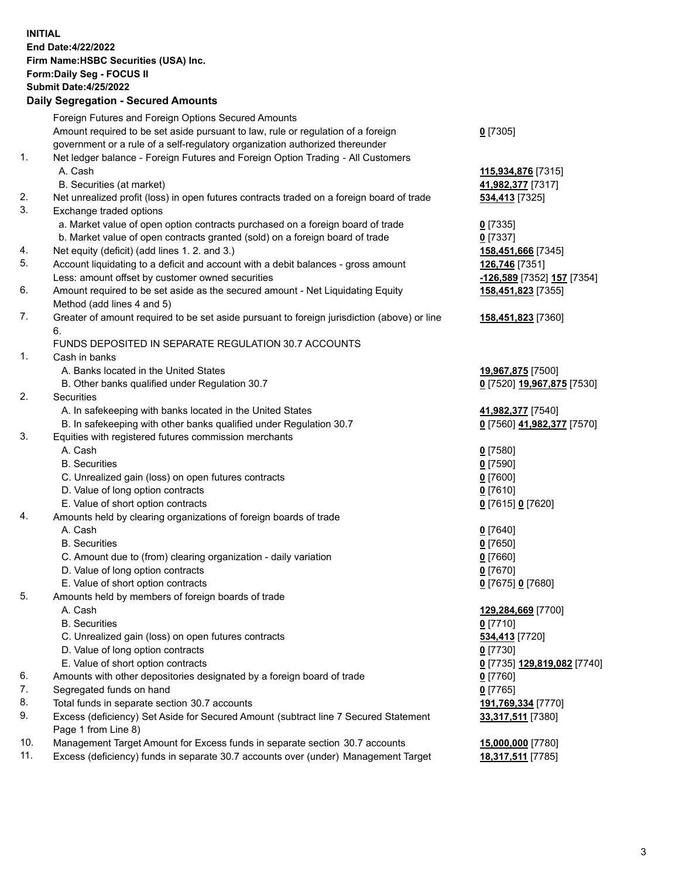**INITIAL**
**End Date:4/22/2022**
**Firm Name:HSBC Securities (USA) Inc.**
**Form:Daily Seg - FOCUS II**
**Submit Date:4/25/2022**

**Daily Segregation - Secured Amounts**

| | | |
|---|---|---|
| | Foreign Futures and Foreign Options Secured Amounts | |
| | Amount required to be set aside pursuant to law, rule or regulation of a foreign government or a rule of a self-regulatory organization authorized thereunder | **0** [7305] |
| 1. | Net ledger balance - Foreign Futures and Foreign Option Trading - All Customers | |
| | A. Cash | **115,934,876** [7315] |
| | B. Securities (at market) | **41,982,377** [7317] |
| 2. | Net unrealized profit (loss) in open futures contracts traded on a foreign board of trade | **534,413** [7325] |
| 3. | Exchange traded options | |
| | a. Market value of open option contracts purchased on a foreign board of trade | **0** [7335] |
| | b. Market value of open contracts granted (sold) on a foreign board of trade | **0** [7337] |
| 4. | Net equity (deficit) (add lines 1. 2. and 3.) | **158,451,666** [7345] |
| 5. | Account liquidating to a deficit and account with a debit balances - gross amount | **126,746** [7351] |
| | Less: amount offset by customer owned securities | **-126,589** [7352] **157** [7354] |
| 6. | Amount required to be set aside as the secured amount - Net Liquidating Equity Method (add lines 4 and 5) | **158,451,823** [7355] |
| 7. | Greater of amount required to be set aside pursuant to foreign jurisdiction (above) or line 6. | **158,451,823** [7360] |
| | FUNDS DEPOSITED IN SEPARATE REGULATION 30.7 ACCOUNTS | |
| 1. | Cash in banks | |
| | A. Banks located in the United States | **19,967,875** [7500] |
| | B. Other banks qualified under Regulation 30.7 | **0** [7520] **19,967,875** [7530] |
| 2. | Securities | |
| | A. In safekeeping with banks located in the United States | **41,982,377** [7540] |
| | B. In safekeeping with other banks qualified under Regulation 30.7 | **0** [7560] **41,982,377** [7570] |
| 3. | Equities with registered futures commission merchants | |
| | A. Cash | **0** [7580] |
| | B. Securities | **0** [7590] |
| | C. Unrealized gain (loss) on open futures contracts | **0** [7600] |
| | D. Value of long option contracts | **0** [7610] |
| | E. Value of short option contracts | **0** [7615] **0** [7620] |
| 4. | Amounts held by clearing organizations of foreign boards of trade | |
| | A. Cash | **0** [7640] |
| | B. Securities | **0** [7650] |
| | C. Amount due to (from) clearing organization - daily variation | **0** [7660] |
| | D. Value of long option contracts | **0** [7670] |
| | E. Value of short option contracts | **0** [7675] **0** [7680] |
| 5. | Amounts held by members of foreign boards of trade | |
| | A. Cash | **129,284,669** [7700] |
| | B. Securities | **0** [7710] |
| | C. Unrealized gain (loss) on open futures contracts | **534,413** [7720] |
| | D. Value of long option contracts | **0** [7730] |
| | E. Value of short option contracts | **0** [7735] **129,819,082** [7740] |
| 6. | Amounts with other depositories designated by a foreign board of trade | **0** [7760] |
| 7. | Segregated funds on hand | **0** [7765] |
| 8. | Total funds in separate section 30.7 accounts | **191,769,334** [7770] |
| 9. | Excess (deficiency) Set Aside for Secured Amount (subtract line 7 Secured Statement Page 1 from Line 8) | **33,317,511** [7380] |
| 10. | Management Target Amount for Excess funds in separate section 30.7 accounts | **15,000,000** [7780] |
| 11. | Excess (deficiency) funds in separate 30.7 accounts over (under) Management Target | **18,317,511** [7785] |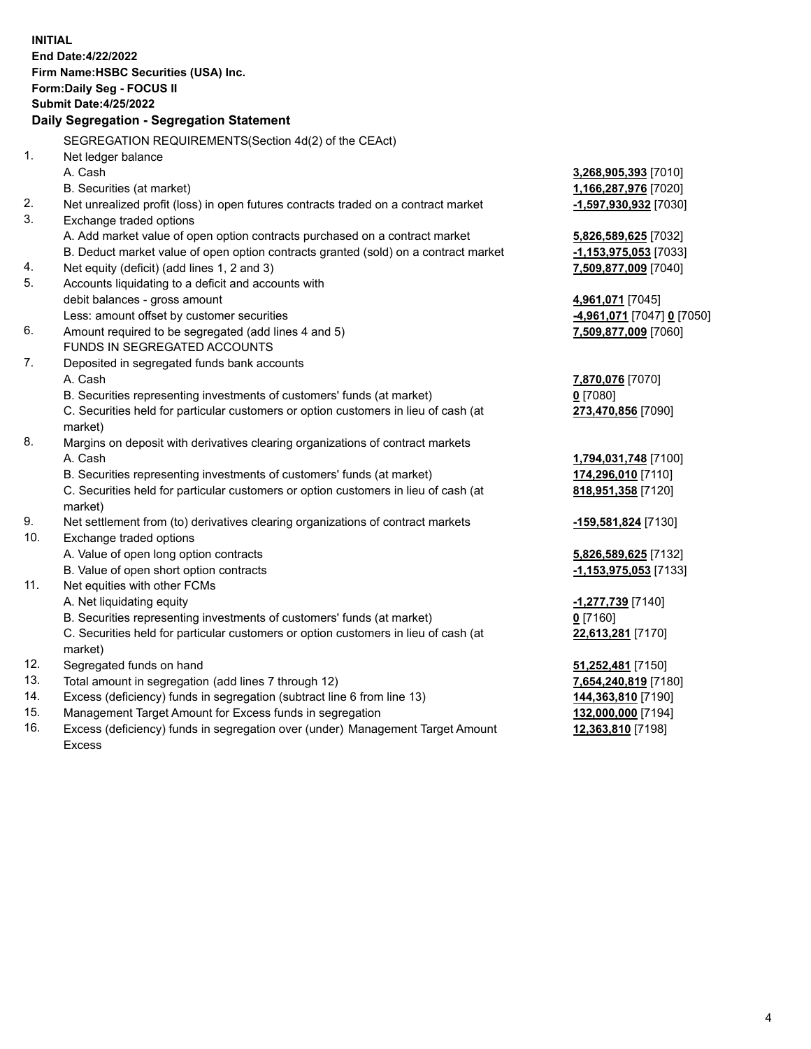**INITIAL**
**End Date:4/22/2022**
**Firm Name:HSBC Securities (USA) Inc.**
**Form:Daily Seg - FOCUS II**
**Submit Date:4/25/2022**

## Daily Segregation - Segregation Statement

SEGREGATION REQUIREMENTS(Section 4d(2) of the CEAct)

| | | |
|---|---|---|
| 1. | Net ledger balance | |
| | A. Cash | **3,268,905,393** [7010] |
| | B. Securities (at market) | **1,166,287,976** [7020] |
| 2. | Net unrealized profit (loss) in open futures contracts traded on a contract market | **-1,597,930,932** [7030] |
| 3. | Exchange traded options | |
| | A. Add market value of open option contracts purchased on a contract market | **5,826,589,625** [7032] |
| | B. Deduct market value of open option contracts granted (sold) on a contract market | **-1,153,975,053** [7033] |
| 4. | Net equity (deficit) (add lines 1, 2 and 3) | **7,509,877,009** [7040] |
| 5. | Accounts liquidating to a deficit and accounts with | |
| | debit balances - gross amount | **4,961,071** [7045] |
| | Less: amount offset by customer securities | **-4,961,071** [7047] **0** [7050] |
| 6. | Amount required to be segregated (add lines 4 and 5) | **7,509,877,009** [7060] |
| | FUNDS IN SEGREGATED ACCOUNTS | |
| 7. | Deposited in segregated funds bank accounts | |
| | A. Cash | **7,870,076** [7070] |
| | B. Securities representing investments of customers' funds (at market) | **0** [7080] |
| | C. Securities held for particular customers or option customers in lieu of cash (at market) | **273,470,856** [7090] |
| 8. | Margins on deposit with derivatives clearing organizations of contract markets | |
| | A. Cash | **1,794,031,748** [7100] |
| | B. Securities representing investments of customers' funds (at market) | **174,296,010** [7110] |
| | C. Securities held for particular customers or option customers in lieu of cash (at market) | **818,951,358** [7120] |
| 9. | Net settlement from (to) derivatives clearing organizations of contract markets | **-159,581,824** [7130] |
| 10. | Exchange traded options | |
| | A. Value of open long option contracts | **5,826,589,625** [7132] |
| | B. Value of open short option contracts | **-1,153,975,053** [7133] |
| 11. | Net equities with other FCMs | |
| | A. Net liquidating equity | **-1,277,739** [7140] |
| | B. Securities representing investments of customers' funds (at market) | **0** [7160] |
| | C. Securities held for particular customers or option customers in lieu of cash (at market) | **22,613,281** [7170] |
| 12. | Segregated funds on hand | **51,252,481** [7150] |
| 13. | Total amount in segregation (add lines 7 through 12) | **7,654,240,819** [7180] |
| 14. | Excess (deficiency) funds in segregation (subtract line 6 from line 13) | **144,363,810** [7190] |
| 15. | Management Target Amount for Excess funds in segregation | **132,000,000** [7194] |
| 16. | Excess (deficiency) funds in segregation over (under) Management Target Amount Excess | **12,363,810** [7198] |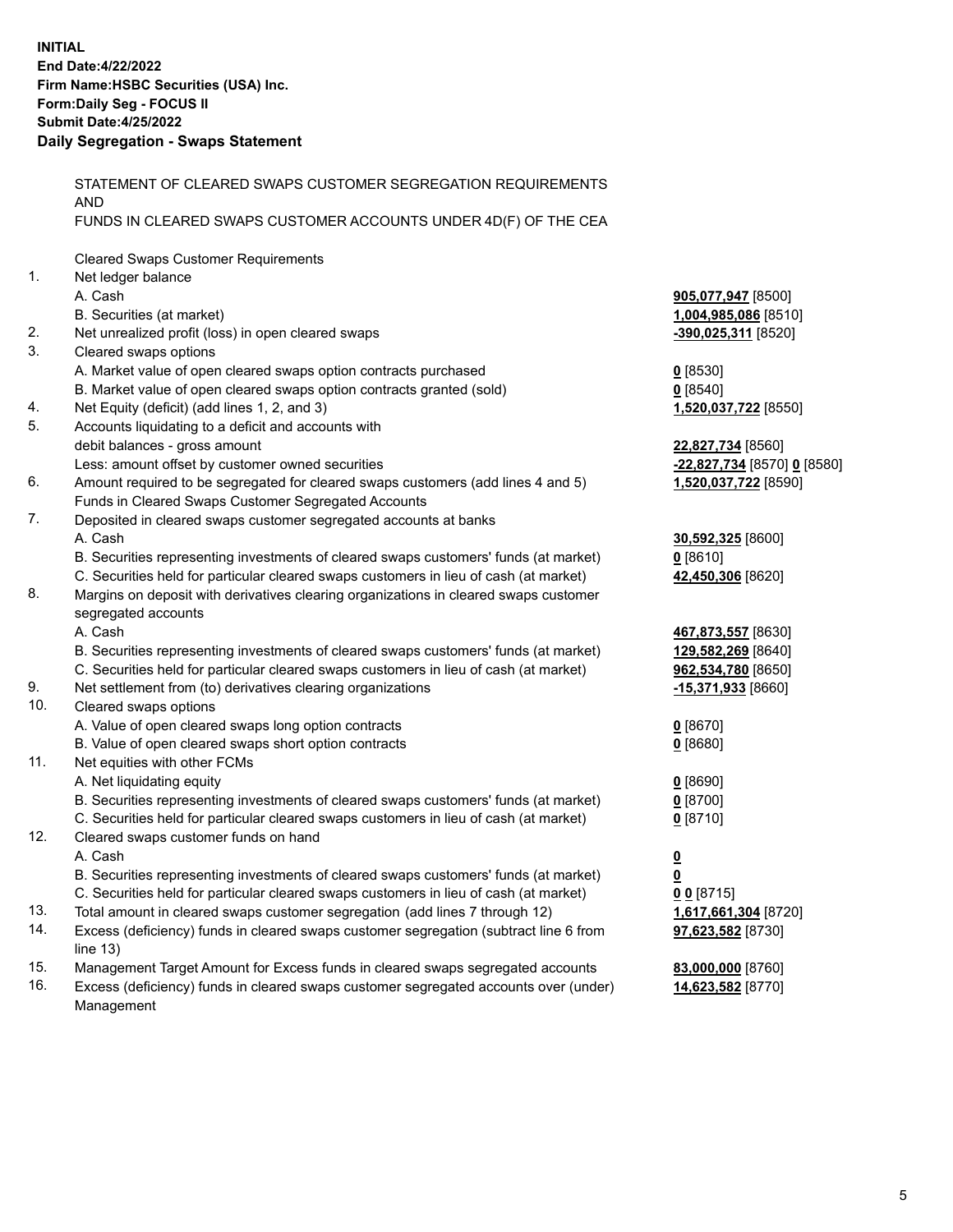**INITIAL**
**End Date:4/22/2022**
**Firm Name:HSBC Securities (USA) Inc.**
**Form:Daily Seg - FOCUS II**
**Submit Date:4/25/2022**
**Daily Segregation - Swaps Statement**

STATEMENT OF CLEARED SWAPS CUSTOMER SEGREGATION REQUIREMENTS AND
FUNDS IN CLEARED SWAPS CUSTOMER ACCOUNTS UNDER 4D(F) OF THE CEA

| | | |
|---|---|---|
| | Cleared Swaps Customer Requirements | |
| 1. | Net ledger balance | |
| | A. Cash | **905,077,947** [8500] |
| | B. Securities (at market) | **1,004,985,086** [8510] |
| 2. | Net unrealized profit (loss) in open cleared swaps | **-390,025,311** [8520] |
| 3. | Cleared swaps options | |
| | A. Market value of open cleared swaps option contracts purchased | **0** [8530] |
| | B. Market value of open cleared swaps option contracts granted (sold) | **0** [8540] |
| 4. | Net Equity (deficit) (add lines 1, 2, and 3) | **1,520,037,722** [8550] |
| 5. | Accounts liquidating to a deficit and accounts with debit balances - gross amount | **22,827,734** [8560] |
| | Less: amount offset by customer owned securities | **-22,827,734** [8570] **0** [8580] |
| 6. | Amount required to be segregated for cleared swaps customers (add lines 4 and 5) | **1,520,037,722** [8590] |
| | Funds in Cleared Swaps Customer Segregated Accounts | |
| 7. | Deposited in cleared swaps customer segregated accounts at banks | |
| | A. Cash | **30,592,325** [8600] |
| | B. Securities representing investments of cleared swaps customers' funds (at market) | **0** [8610] |
| | C. Securities held for particular cleared swaps customers in lieu of cash (at market) | **42,450,306** [8620] |
| 8. | Margins on deposit with derivatives clearing organizations in cleared swaps customer segregated accounts | |
| | A. Cash | **467,873,557** [8630] |
| | B. Securities representing investments of cleared swaps customers' funds (at market) | **129,582,269** [8640] |
| | C. Securities held for particular cleared swaps customers in lieu of cash (at market) | **962,534,780** [8650] |
| 9. | Net settlement from (to) derivatives clearing organizations | **-15,371,933** [8660] |
| 10. | Cleared swaps options | |
| | A. Value of open cleared swaps long option contracts | **0** [8670] |
| | B. Value of open cleared swaps short option contracts | **0** [8680] |
| 11. | Net equities with other FCMs | |
| | A. Net liquidating equity | **0** [8690] |
| | B. Securities representing investments of cleared swaps customers' funds (at market) | **0** [8700] |
| | C. Securities held for particular cleared swaps customers in lieu of cash (at market) | **0** [8710] |
| 12. | Cleared swaps customer funds on hand | |
| | A. Cash | **0** |
| | B. Securities representing investments of cleared swaps customers' funds (at market) | **0** |
| | C. Securities held for particular cleared swaps customers in lieu of cash (at market) | **0** **0** [8715] |
| 13. | Total amount in cleared swaps customer segregation (add lines 7 through 12) | **1,617,661,304** [8720] |
| 14. | Excess (deficiency) funds in cleared swaps customer segregation (subtract line 6 from line 13) | **97,623,582** [8730] |
| 15. | Management Target Amount for Excess funds in cleared swaps segregated accounts | **83,000,000** [8760] |
| 16. | Excess (deficiency) funds in cleared swaps customer segregated accounts over (under) Management | **14,623,582** [8770] |